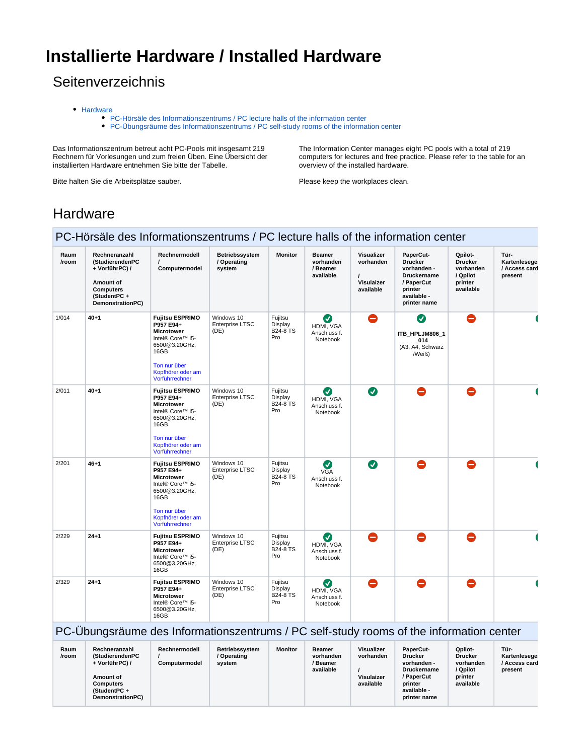# Installierte Hardware / Installed Hardware

## Seitenverzeichnis

- Hardware
  - PC-Hörsäle des Informationszentrums / PC lecture halls of the information center
  - PC-Übungsräume des Informationszentrums / PC self-study rooms of the information center

Das Informationszentrum betreut acht PC-Pools mit insgesamt 219 Rechnern für Vorlesungen und zum freien Üben. Eine Übersicht der installierten Hardware entnehmen Sie bitte der Tabelle.

Bitte halten Sie die Arbeitsplätze sauber.

The Information Center manages eight PC pools with a total of 219 computers for lectures and free practice. Please refer to the table for an overview of the installed hardware.

Please keep the workplaces clean.

## Hardware

### PC-Hörsäle des Informationszentrums / PC lecture halls of the information center

| Raum /room | Rechneranzahl (StudierendenPC + VorführPC) / Amount of Computers (StudentPC + DemonstrationPC) | Rechnermodell / Computermodel | Betriebssystem / Operating system | Monitor | Beamer vorhanden / Beamer available | Visualizer vorhanden / Visulaizer available | PaperCut-Drucker vorhanden - Druckername / PaperCut printer available - printer name | Qpilot-Drucker vorhanden / Qpilot printer available | Tür-Kartenleseger / Access card present |
|---|---|---|---|---|---|---|---|---|---|
| 1/014 | **40+1** | **Fujitsu ESPRIMO P957 E94+ Microtower** Intel® Core™ i5-6500@3.20GHz, 16GB<br><br>Ton nur über Kopfhörer oder am Vorführrechner | Windows 10 Enterprise LTSC (DE) | Fujitsu Display B24-8 TS Pro | ✓ HDMI, VGA Anschluss f. Notebook | ⛔ | ✓ **ITB_HPLJM806_1_014** (A3, A4, Schwarz /Weiß) | ⛔ | ✓ |
| 2/011 | **40+1** | **Fujitsu ESPRIMO P957 E94+ Microtower** Intel® Core™ i5-6500@3.20GHz, 16GB<br><br>Ton nur über Kopfhörer oder am Vorführrechner | Windows 10 Enterprise LTSC (DE) | Fujitsu Display B24-8 TS Pro | ✓ HDMI, VGA Anschluss f. Notebook | ✓ | ⛔ | ⛔ | ✓ |
| 2/201 | **46+1** | **Fujitsu ESPRIMO P957 E94+ Microtower** Intel® Core™ i5-6500@3.20GHz, 16GB<br><br>Ton nur über Kopfhörer oder am Vorführrechner | Windows 10 Enterprise LTSC (DE) | Fujitsu Display B24-8 TS Pro | ✓ VGA Anschluss f. Notebook | ✓ | ⛔ | ⛔ | ✓ |
| 2/229 | **24+1** | **Fujitsu ESPRIMO P957 E94+ Microtower** Intel® Core™ i5-6500@3.20GHz, 16GB | Windows 10 Enterprise LTSC (DE) | Fujitsu Display B24-8 TS Pro | ✓ HDMI, VGA Anschluss f. Notebook | ⛔ | ⛔ | ⛔ | ✓ |
| 2/329 | **24+1** | **Fujitsu ESPRIMO P957 E94+ Microtower** Intel® Core™ i5-6500@3.20GHz, 16GB | Windows 10 Enterprise LTSC (DE) | Fujitsu Display B24-8 TS Pro | ✓ HDMI, VGA Anschluss f. Notebook | ⛔ | ⛔ | ⛔ | ✓ |

### PC-Übungsräume des Informationszentrums / PC self-study rooms of the information center

| Raum /room | Rechneranzahl (StudierendenPC + VorführPC) / Amount of Computers (StudentPC + DemonstrationPC) | Rechnermodell / Computermodel | Betriebssystem / Operating system | Monitor | Beamer vorhanden / Beamer available | Visualizer vorhanden / Visulaizer available | PaperCut-Drucker vorhanden - Druckername / PaperCut printer available - printer name | Qpilot-Drucker vorhanden / Qpilot printer available | Tür-Kartenleseger / Access card present |
|---|---|---|---|---|---|---|---|---|---|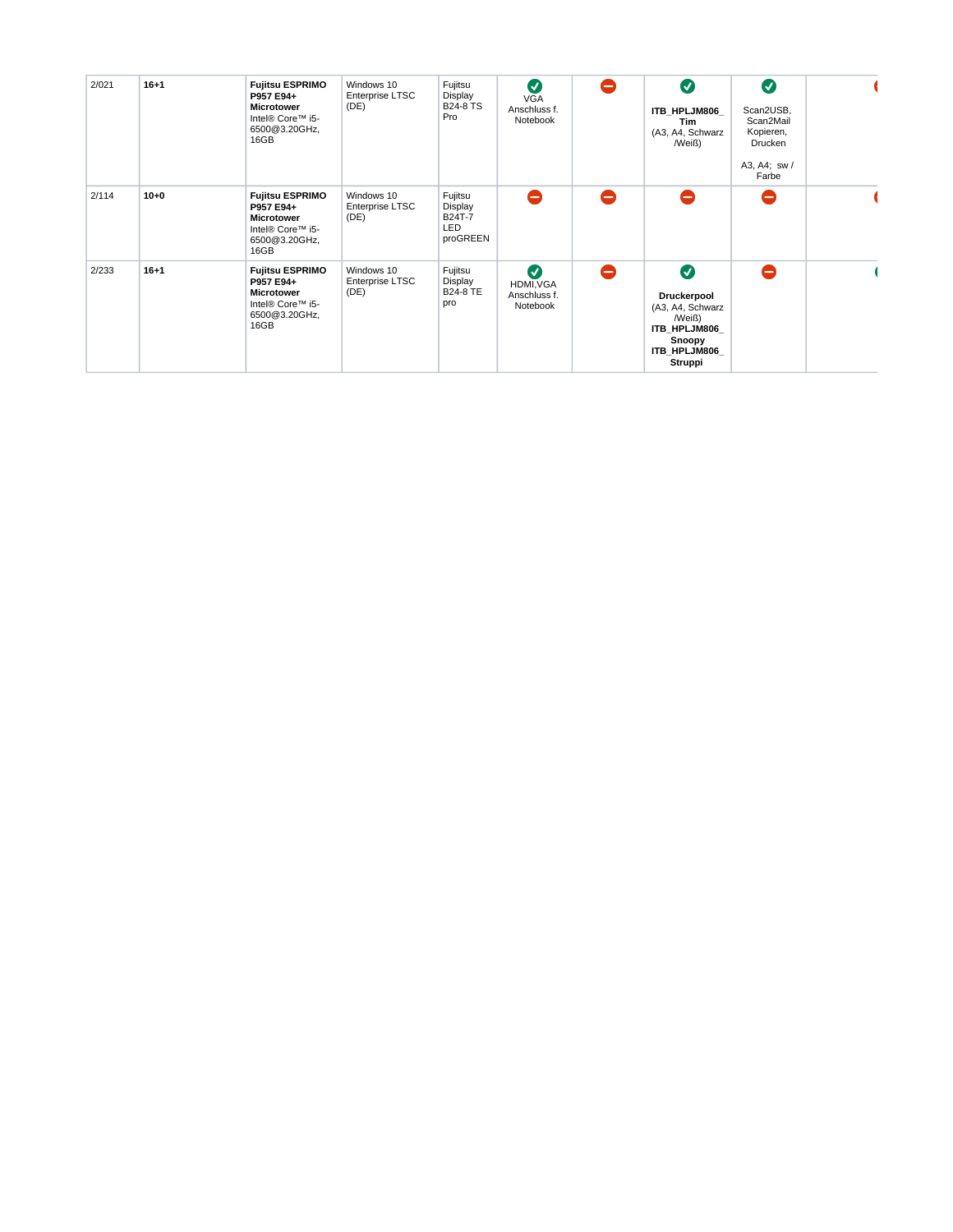| | | | | | | | | | |
|---|---|---|---|---|---|---|---|---|---|
| 2/021 | **16+1** | **Fujitsu ESPRIMO P957 E94+ Microtower** Intel® Core™ i5-6500@3.20GHz, 16GB | Windows 10 Enterprise LTSC (DE) | Fujitsu Display B24-8 TS Pro | ✅ VGA Anschluss f. Notebook | ⛔ | ✅ **ITB_HPLJM806_ Tim** (A3, A4, Schwarz /Weiß) | ✅ Scan2USB, Scan2Mail Kopieren, Drucken A3, A4; sw / Farbe | ⛔ |
| 2/114 | **10+0** | **Fujitsu ESPRIMO P957 E94+ Microtower** Intel® Core™ i5-6500@3.20GHz, 16GB | Windows 10 Enterprise LTSC (DE) | Fujitsu Display B24T-7 LED proGREEN | ⛔ | ⛔ | ⛔ | ⛔ | ⛔ |
| 2/233 | **16+1** | **Fujitsu ESPRIMO P957 E94+ Microtower** Intel® Core™ i5-6500@3.20GHz, 16GB | Windows 10 Enterprise LTSC (DE) | Fujitsu Display B24-8 TE pro | ✅ HDMI,VGA Anschluss f. Notebook | ⛔ | ✅ **Druckerpool** (A3, A4, Schwarz /Weiß) **ITB_HPLJM806_ Snoopy ITB_HPLJM806_ Struppi** | ⛔ | ✅ |